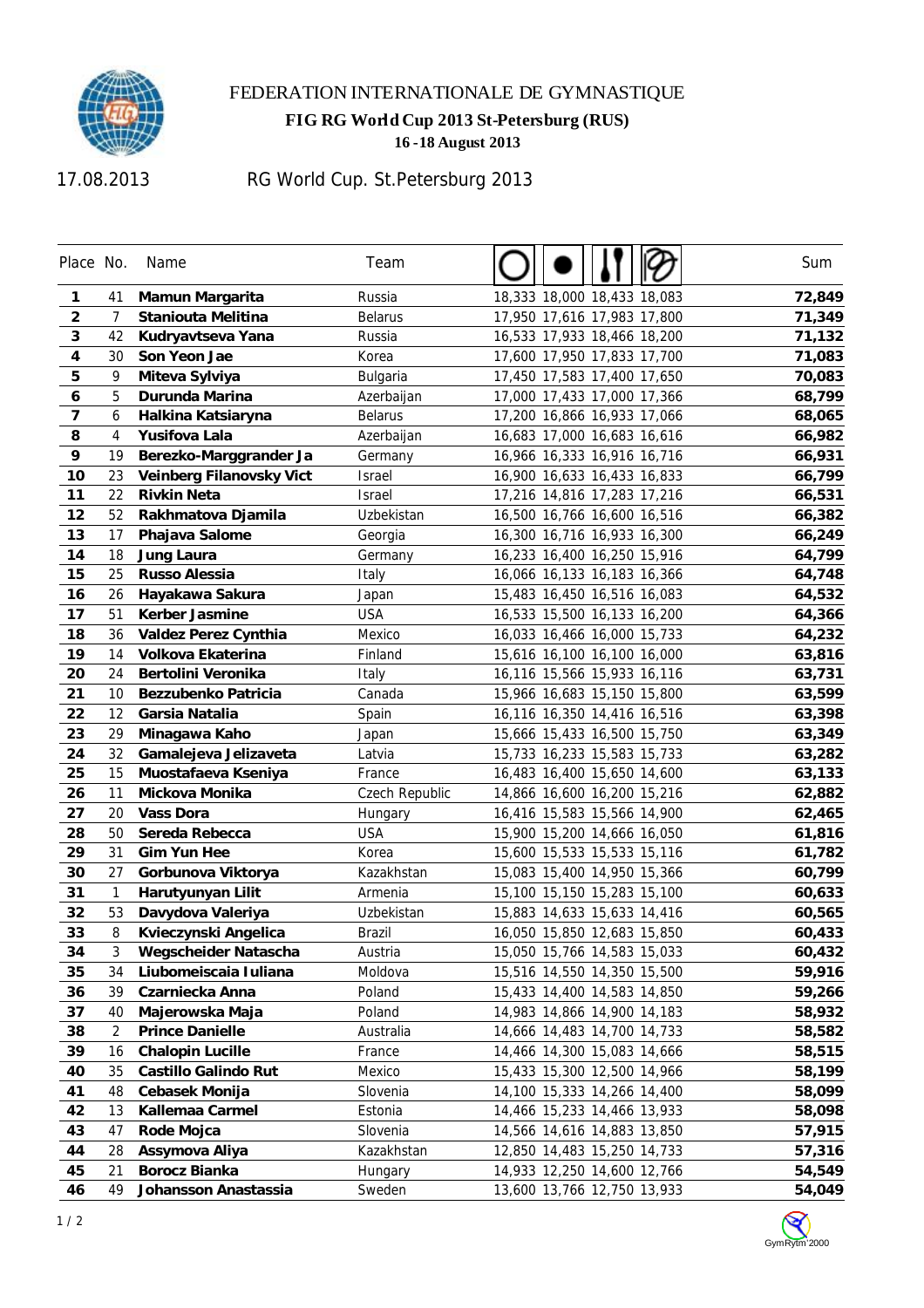# FEDERATION INTERNATIONALE DE GYMNASTIQUE

## FIG RG World Cup 2013 St-Petersburg (RUS)

### 16 -18 August 2013

17.08.2013 RG World Cup. St.Petersburg 2013

| Place | No. | Name | Team | Hoop | Ball | Clubs | Ribbon | Sum |
|---|---|---|---|---|---|---|---|---|
| 1 | 41 | **Mamun Margarita** | Russia | 18,333 | 18,000 | 18,433 | 18,083 | **72,849** |
| 2 | 7 | **Staniouta Melitina** | Belarus | 17,950 | 17,616 | 17,983 | 17,800 | **71,349** |
| 3 | 42 | **Kudryavtseva Yana** | Russia | 16,533 | 17,933 | 18,466 | 18,200 | **71,132** |
| 4 | 30 | **Son Yeon Jae** | Korea | 17,600 | 17,950 | 17,833 | 17,700 | **71,083** |
| 5 | 9 | **Miteva Sylviya** | Bulgaria | 17,450 | 17,583 | 17,400 | 17,650 | **70,083** |
| 6 | 5 | **Durunda Marina** | Azerbaijan | 17,000 | 17,433 | 17,000 | 17,366 | **68,799** |
| 7 | 6 | **Halkina Katsiaryna** | Belarus | 17,200 | 16,866 | 16,933 | 17,066 | **68,065** |
| 8 | 4 | **Yusifova Lala** | Azerbaijan | 16,683 | 17,000 | 16,683 | 16,616 | **66,982** |
| 9 | 19 | **Berezko-Marggrander Ja** | Germany | 16,966 | 16,333 | 16,916 | 16,716 | **66,931** |
| 10 | 23 | **Veinberg Filanovsky Vict** | Israel | 16,900 | 16,633 | 16,433 | 16,833 | **66,799** |
| 11 | 22 | **Rivkin Neta** | Israel | 17,216 | 14,816 | 17,283 | 17,216 | **66,531** |
| 12 | 52 | **Rakhmatova Djamila** | Uzbekistan | 16,500 | 16,766 | 16,600 | 16,516 | **66,382** |
| 13 | 17 | **Phajava Salome** | Georgia | 16,300 | 16,716 | 16,933 | 16,300 | **66,249** |
| 14 | 18 | **Jung Laura** | Germany | 16,233 | 16,400 | 16,250 | 15,916 | **64,799** |
| 15 | 25 | **Russo Alessia** | Italy | 16,066 | 16,133 | 16,183 | 16,366 | **64,748** |
| 16 | 26 | **Hayakawa Sakura** | Japan | 15,483 | 16,450 | 16,516 | 16,083 | **64,532** |
| 17 | 51 | **Kerber Jasmine** | USA | 16,533 | 15,500 | 16,133 | 16,200 | **64,366** |
| 18 | 36 | **Valdez Perez Cynthia** | Mexico | 16,033 | 16,466 | 16,000 | 15,733 | **64,232** |
| 19 | 14 | **Volkova Ekaterina** | Finland | 15,616 | 16,100 | 16,100 | 16,000 | **63,816** |
| 20 | 24 | **Bertolini Veronika** | Italy | 16,116 | 15,566 | 15,933 | 16,116 | **63,731** |
| 21 | 10 | **Bezzubenko Patricia** | Canada | 15,966 | 16,683 | 15,150 | 15,800 | **63,599** |
| 22 | 12 | **Garsia Natalia** | Spain | 16,116 | 16,350 | 14,416 | 16,516 | **63,398** |
| 23 | 29 | **Minagawa Kaho** | Japan | 15,666 | 15,433 | 16,500 | 15,750 | **63,349** |
| 24 | 32 | **Gamalejeva Jelizaveta** | Latvia | 15,733 | 16,233 | 15,583 | 15,733 | **63,282** |
| 25 | 15 | **Muostafaeva Kseniya** | France | 16,483 | 16,400 | 15,650 | 14,600 | **63,133** |
| 26 | 11 | **Mickova Monika** | Czech Republic | 14,866 | 16,600 | 16,200 | 15,216 | **62,882** |
| 27 | 20 | **Vass Dora** | Hungary | 16,416 | 15,583 | 15,566 | 14,900 | **62,465** |
| 28 | 50 | **Sereda Rebecca** | USA | 15,900 | 15,200 | 14,666 | 16,050 | **61,816** |
| 29 | 31 | **Gim Yun Hee** | Korea | 15,600 | 15,533 | 15,533 | 15,116 | **61,782** |
| 30 | 27 | **Gorbunova Viktorya** | Kazakhstan | 15,083 | 15,400 | 14,950 | 15,366 | **60,799** |
| 31 | 1 | **Harutyunyan Lilit** | Armenia | 15,100 | 15,150 | 15,283 | 15,100 | **60,633** |
| 32 | 53 | **Davydova Valeriya** | Uzbekistan | 15,883 | 14,633 | 15,633 | 14,416 | **60,565** |
| 33 | 8 | **Kvieczynski Angelica** | Brazil | 16,050 | 15,850 | 12,683 | 15,850 | **60,433** |
| 34 | 3 | **Wegscheider Natascha** | Austria | 15,050 | 15,766 | 14,583 | 15,033 | **60,432** |
| 35 | 34 | **Liubomeiscaia Iuliana** | Moldova | 15,516 | 14,550 | 14,350 | 15,500 | **59,916** |
| 36 | 39 | **Czarniecka Anna** | Poland | 15,433 | 14,400 | 14,583 | 14,850 | **59,266** |
| 37 | 40 | **Majerowska Maja** | Poland | 14,983 | 14,866 | 14,900 | 14,183 | **58,932** |
| 38 | 2 | **Prince Danielle** | Australia | 14,666 | 14,483 | 14,700 | 14,733 | **58,582** |
| 39 | 16 | **Chalopin Lucille** | France | 14,466 | 14,300 | 15,083 | 14,666 | **58,515** |
| 40 | 35 | **Castillo Galindo Rut** | Mexico | 15,433 | 15,300 | 12,500 | 14,966 | **58,199** |
| 41 | 48 | **Cebasek Monija** | Slovenia | 14,100 | 15,333 | 14,266 | 14,400 | **58,099** |
| 42 | 13 | **Kallemaa Carmel** | Estonia | 14,466 | 15,233 | 14,466 | 13,933 | **58,098** |
| 43 | 47 | **Rode Mojca** | Slovenia | 14,566 | 14,616 | 14,883 | 13,850 | **57,915** |
| 44 | 28 | **Assymova Aliya** | Kazakhstan | 12,850 | 14,483 | 15,250 | 14,733 | **57,316** |
| 45 | 21 | **Borocz Bianka** | Hungary | 14,933 | 12,250 | 14,600 | 12,766 | **54,549** |
| 46 | 49 | **Johansson Anastassia** | Sweden | 13,600 | 13,766 | 12,750 | 13,933 | **54,049** |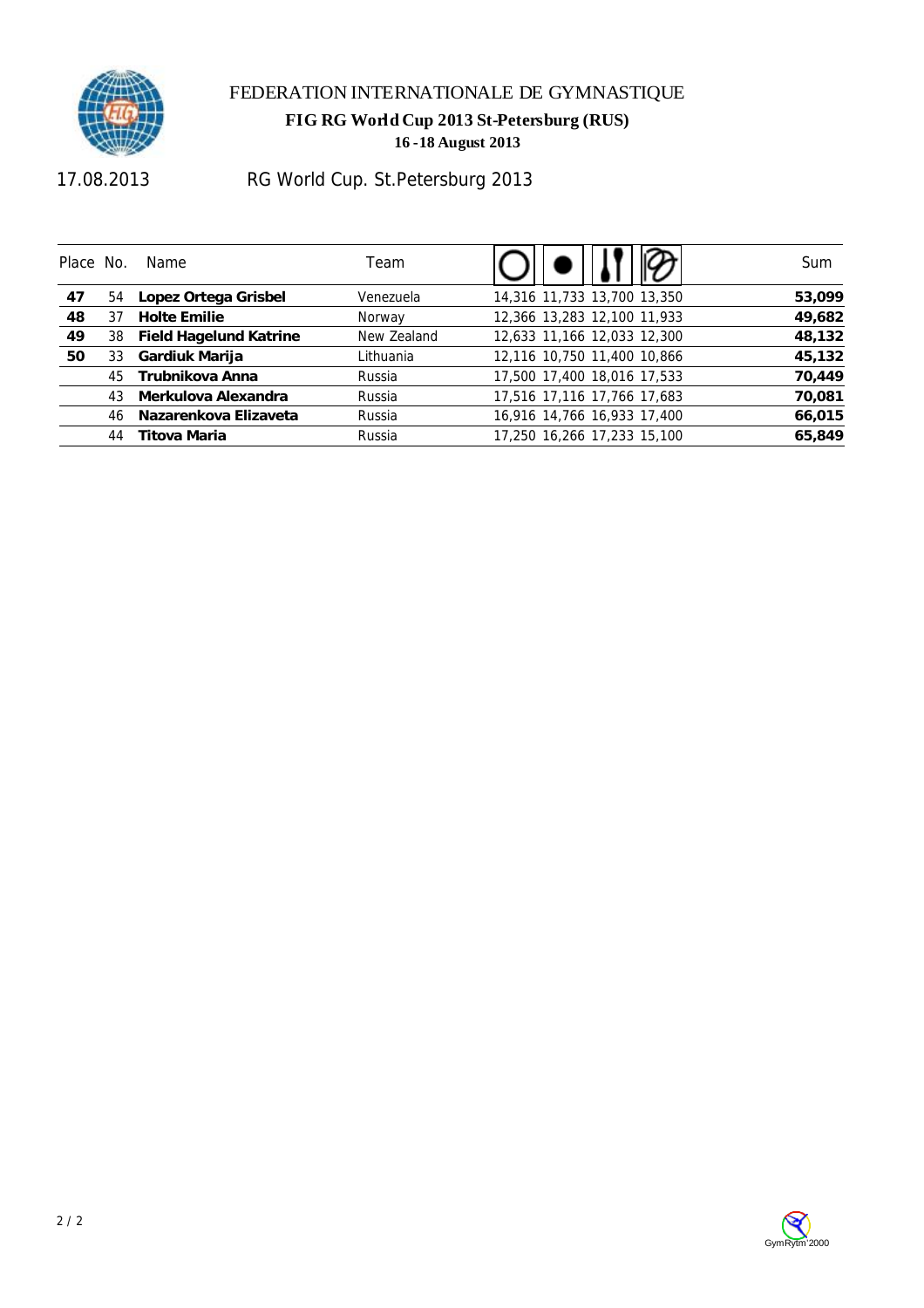FEDERATION INTERNATIONALE DE GYMNASTIQUE

**FIG RG World Cup 2013 St-Petersburg (RUS)**

**16 -18 August 2013**

17.08.2013 RG World Cup. St.Petersburg 2013

| Place | No. | Name | Team | Hoop | Ball | Clubs | Ribbon | Sum |
|---|---|---|---|---|---|---|---|---|
| **47** | 54 | **Lopez Ortega Grisbel** | Venezuela | 14,316 | 11,733 | 13,700 | 13,350 | **53,099** |
| **48** | 37 | **Holte Emilie** | Norway | 12,366 | 13,283 | 12,100 | 11,933 | **49,682** |
| **49** | 38 | **Field Hagelund Katrine** | New Zealand | 12,633 | 11,166 | 12,033 | 12,300 | **48,132** |
| **50** | 33 | **Gardiuk Marija** | Lithuania | 12,116 | 10,750 | 11,400 | 10,866 | **45,132** |
| | 45 | **Trubnikova Anna** | Russia | 17,500 | 17,400 | 18,016 | 17,533 | **70,449** |
| | 43 | **Merkulova Alexandra** | Russia | 17,516 | 17,116 | 17,766 | 17,683 | **70,081** |
| | 46 | **Nazarenkova Elizaveta** | Russia | 16,916 | 14,766 | 16,933 | 17,400 | **66,015** |
| | 44 | **Titova Maria** | Russia | 17,250 | 16,266 | 17,233 | 15,100 | **65,849** |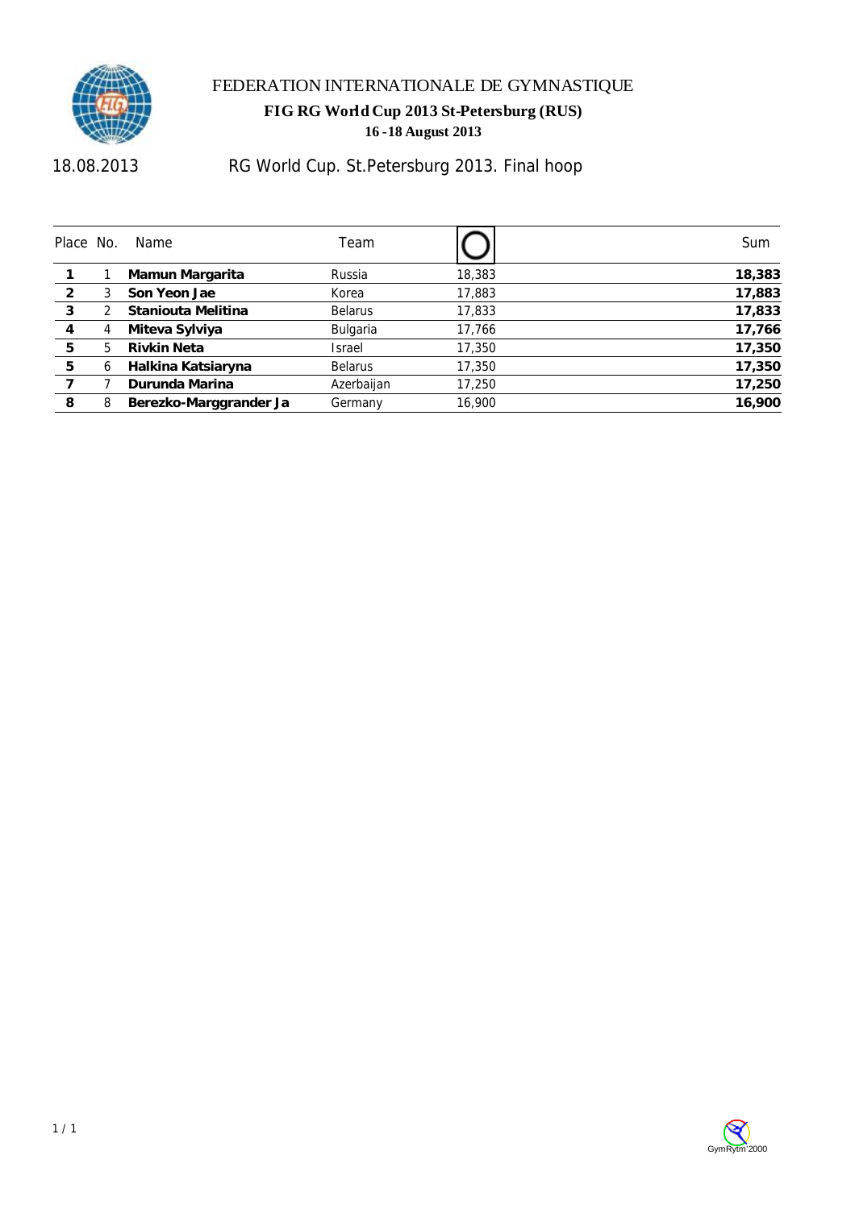FEDERATION INTERNATIONALE DE GYMNASTIQUE

**FIG RG World Cup 2013 St-Petersburg (RUS)**

**16 -18 August 2013**

18.08.2013 RG World Cup. St.Petersburg 2013. Final hoop

| Place | No. | Name | Team | Hoop | Sum |
|---|---|---|---|---|---|
| **1** | 1 | **Mamun Margarita** | Russia | 18,383 | **18,383** |
| **2** | 3 | **Son Yeon Jae** | Korea | 17,883 | **17,883** |
| **3** | 2 | **Staniouta Melitina** | Belarus | 17,833 | **17,833** |
| **4** | 4 | **Miteva Sylviya** | Bulgaria | 17,766 | **17,766** |
| **5** | 5 | **Rivkin Neta** | Israel | 17,350 | **17,350** |
| **5** | 6 | **Halkina Katsiaryna** | Belarus | 17,350 | **17,350** |
| **7** | 7 | **Durunda Marina** | Azerbaijan | 17,250 | **17,250** |
| **8** | 8 | **Berezko-Marggrander Ja** | Germany | 16,900 | **16,900** |

GymRytm 2000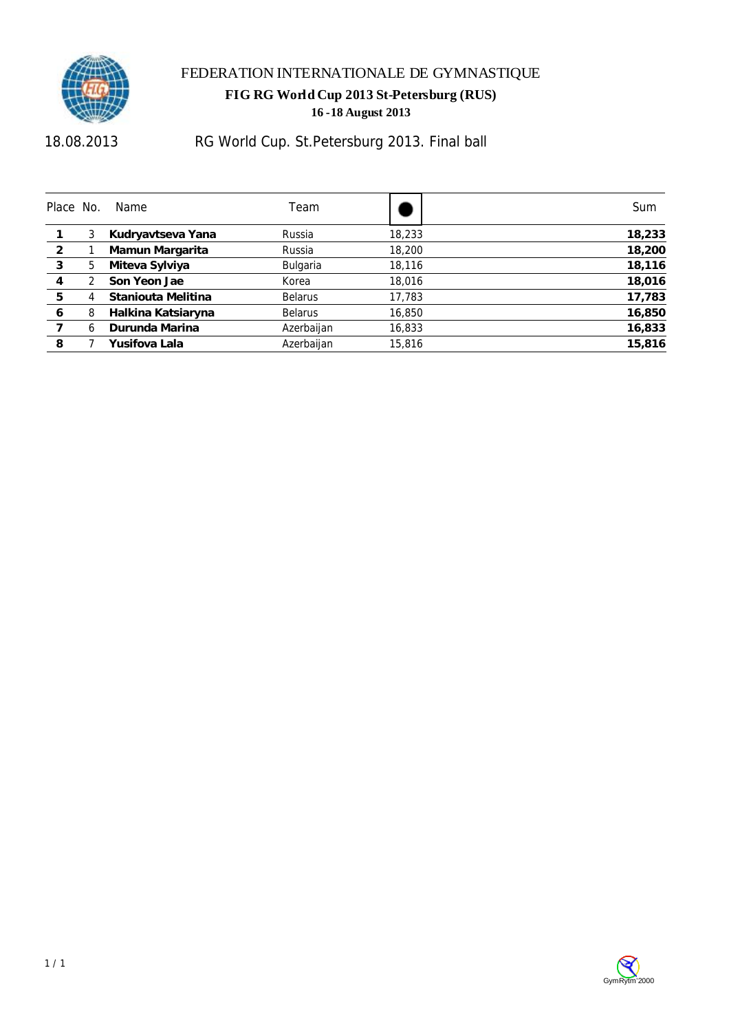FEDERATION INTERNATIONALE DE GYMNASTIQUE

**FIG RG World Cup 2013 St-Petersburg (RUS)**

**16 -18 August 2013**

18.08.2013 RG World Cup. St.Petersburg 2013. Final ball

| Place | No. | Name | Team | ● | Sum |
|---|---|---|---|---|---|
| **1** | 3 | **Kudryavtseva Yana** | Russia | 18,233 | **18,233** |
| **2** | 1 | **Mamun Margarita** | Russia | 18,200 | **18,200** |
| **3** | 5 | **Miteva Sylviya** | Bulgaria | 18,116 | **18,116** |
| **4** | 2 | **Son Yeon Jae** | Korea | 18,016 | **18,016** |
| **5** | 4 | **Staniouta Melitina** | Belarus | 17,783 | **17,783** |
| **6** | 8 | **Halkina Katsiaryna** | Belarus | 16,850 | **16,850** |
| **7** | 6 | **Durunda Marina** | Azerbaijan | 16,833 | **16,833** |
| **8** | 7 | **Yusifova Lala** | Azerbaijan | 15,816 | **15,816** |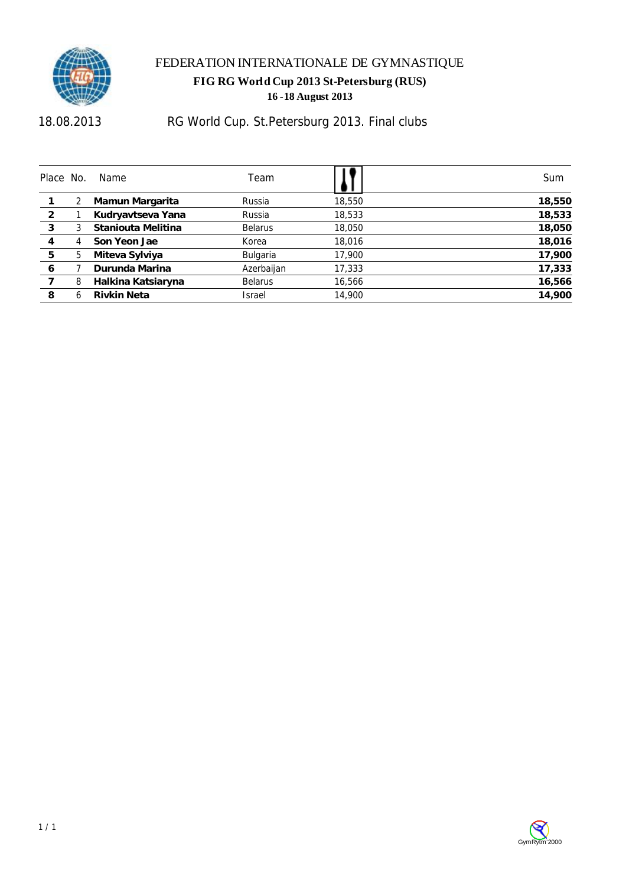FEDERATION INTERNATIONALE DE GYMNASTIQUE

**FIG RG World Cup 2013 St-Petersburg (RUS)**

**16 -18 August 2013**

18.08.2013

# RG World Cup. St.Petersburg 2013. Final clubs

| Place | No. | Name | Team | Clubs | Sum |
|---|---|---|---|---|---|
| **1** | 2 | **Mamun Margarita** | Russia | 18,550 | **18,550** |
| **2** | 1 | **Kudryavtseva Yana** | Russia | 18,533 | **18,533** |
| **3** | 3 | **Staniouta Melitina** | Belarus | 18,050 | **18,050** |
| **4** | 4 | **Son Yeon Jae** | Korea | 18,016 | **18,016** |
| **5** | 5 | **Miteva Sylviya** | Bulgaria | 17,900 | **17,900** |
| **6** | 7 | **Durunda Marina** | Azerbaijan | 17,333 | **17,333** |
| **7** | 8 | **Halkina Katsiaryna** | Belarus | 16,566 | **16,566** |
| **8** | 6 | **Rivkin Neta** | Israel | 14,900 | **14,900** |

GymRytm 2000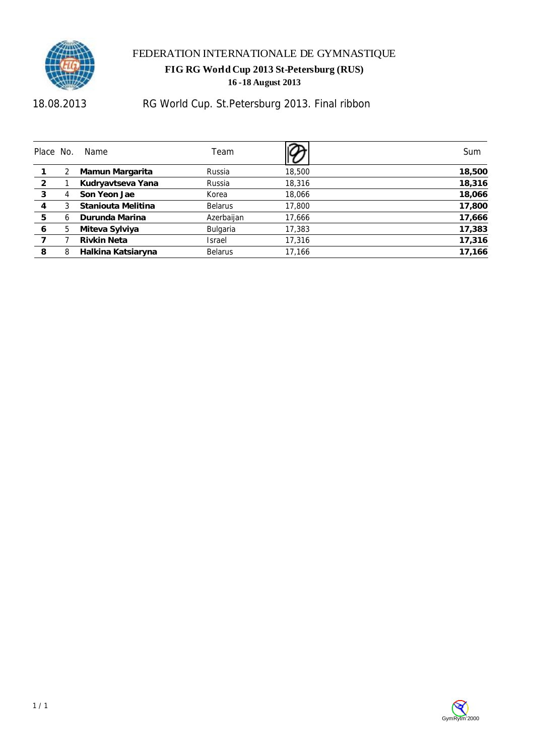# FEDERATION INTERNATIONALE DE GYMNASTIQUE

## FIG RG World Cup 2013 St-Petersburg (RUS)

### 16 -18 August 2013

18.08.2013 RG World Cup. St.Petersburg 2013. Final ribbon

| Place | No. | Name | Team | Ribbon | Sum |
|---|---|---|---|---|---|
| **1** | 2 | **Mamun Margarita** | Russia | 18,500 | **18,500** |
| **2** | 1 | **Kudryavtseva Yana** | Russia | 18,316 | **18,316** |
| **3** | 4 | **Son Yeon Jae** | Korea | 18,066 | **18,066** |
| **4** | 3 | **Staniouta Melitina** | Belarus | 17,800 | **17,800** |
| **5** | 6 | **Durunda Marina** | Azerbaijan | 17,666 | **17,666** |
| **6** | 5 | **Miteva Sylviya** | Bulgaria | 17,383 | **17,383** |
| **7** | 7 | **Rivkin Neta** | Israel | 17,316 | **17,316** |
| **8** | 8 | **Halkina Katsiaryna** | Belarus | 17,166 | **17,166** |

GymRytm 2000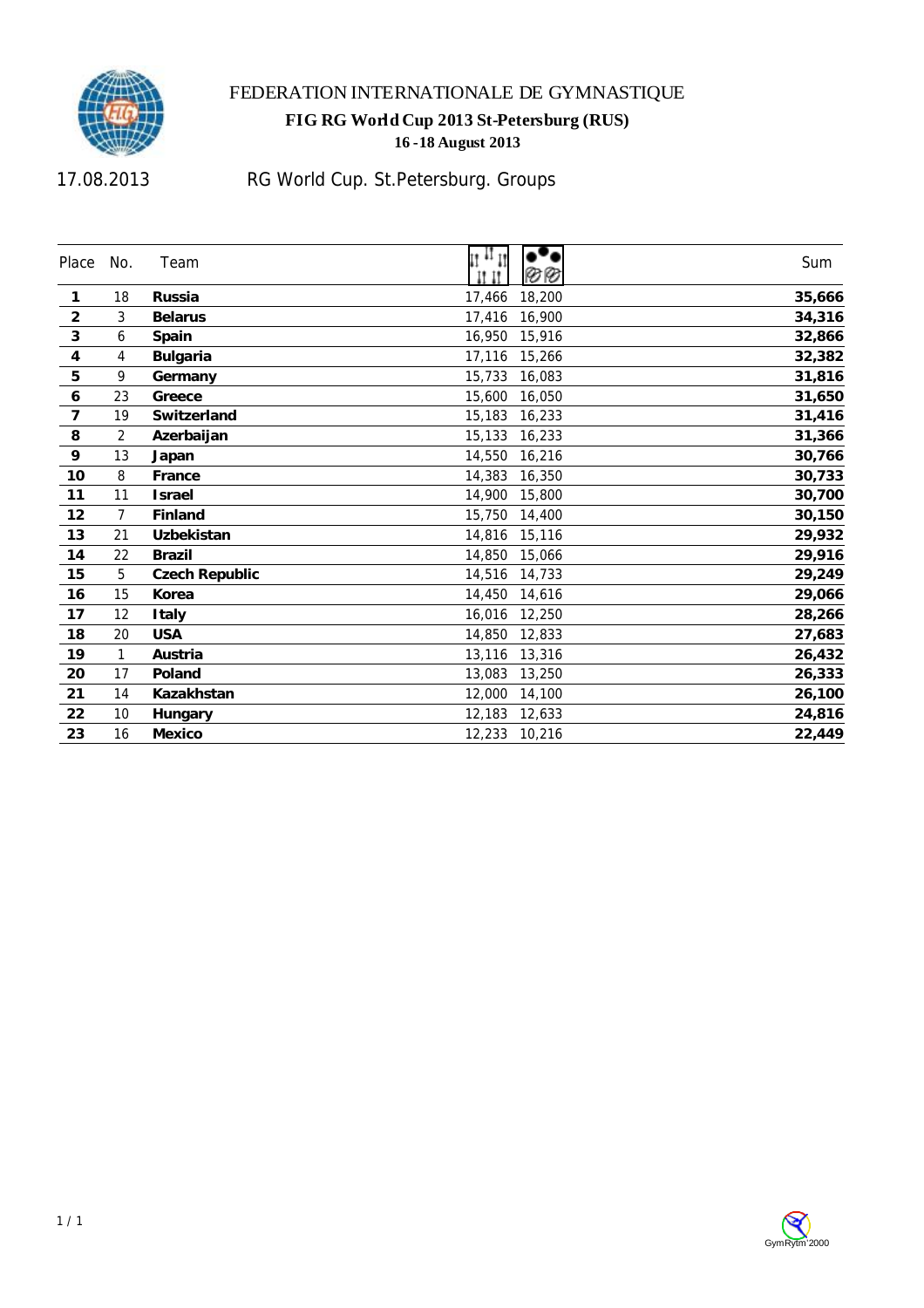FEDERATION INTERNATIONALE DE GYMNASTIQUE

**FIG RG World Cup 2013 St-Petersburg (RUS)**

**16 -18 August 2013**

17.08.2013 RG World Cup. St.Petersburg. Groups

| Place | No. | Team | | | Sum |
|---|---|---|---|---|---|
| **1** | 18 | **Russia** | 17,466 | 18,200 | **35,666** |
| **2** | 3 | **Belarus** | 17,416 | 16,900 | **34,316** |
| **3** | 6 | **Spain** | 16,950 | 15,916 | **32,866** |
| **4** | 4 | **Bulgaria** | 17,116 | 15,266 | **32,382** |
| **5** | 9 | **Germany** | 15,733 | 16,083 | **31,816** |
| **6** | 23 | **Greece** | 15,600 | 16,050 | **31,650** |
| **7** | 19 | **Switzerland** | 15,183 | 16,233 | **31,416** |
| **8** | 2 | **Azerbaijan** | 15,133 | 16,233 | **31,366** |
| **9** | 13 | **Japan** | 14,550 | 16,216 | **30,766** |
| **10** | 8 | **France** | 14,383 | 16,350 | **30,733** |
| **11** | 11 | **Israel** | 14,900 | 15,800 | **30,700** |
| **12** | 7 | **Finland** | 15,750 | 14,400 | **30,150** |
| **13** | 21 | **Uzbekistan** | 14,816 | 15,116 | **29,932** |
| **14** | 22 | **Brazil** | 14,850 | 15,066 | **29,916** |
| **15** | 5 | **Czech Republic** | 14,516 | 14,733 | **29,249** |
| **16** | 15 | **Korea** | 14,450 | 14,616 | **29,066** |
| **17** | 12 | **Italy** | 16,016 | 12,250 | **28,266** |
| **18** | 20 | **USA** | 14,850 | 12,833 | **27,683** |
| **19** | 1 | **Austria** | 13,116 | 13,316 | **26,432** |
| **20** | 17 | **Poland** | 13,083 | 13,250 | **26,333** |
| **21** | 14 | **Kazakhstan** | 12,000 | 14,100 | **26,100** |
| **22** | 10 | **Hungary** | 12,183 | 12,633 | **24,816** |
| **23** | 16 | **Mexico** | 12,233 | 10,216 | **22,449** |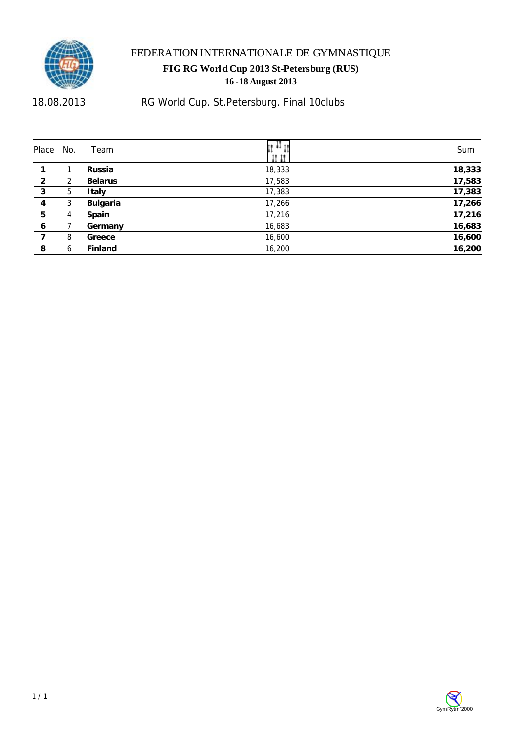FEDERATION INTERNATIONALE DE GYMNASTIQUE

**FIG RG World Cup 2013 St-Petersburg (RUS)**

**16 -18 August 2013**

18.08.2013 RG World Cup. St.Petersburg. Final 10clubs

| Place | No. | Team | | Sum |
|---|---|---|---|---|
| **1** | 1 | **Russia** | 18,333 | **18,333** |
| **2** | 2 | **Belarus** | 17,583 | **17,583** |
| **3** | 5 | **Italy** | 17,383 | **17,383** |
| **4** | 3 | **Bulgaria** | 17,266 | **17,266** |
| **5** | 4 | **Spain** | 17,216 | **17,216** |
| **6** | 7 | **Germany** | 16,683 | **16,683** |
| **7** | 8 | **Greece** | 16,600 | **16,600** |
| **8** | 6 | **Finland** | 16,200 | **16,200** |

GymRytm 2000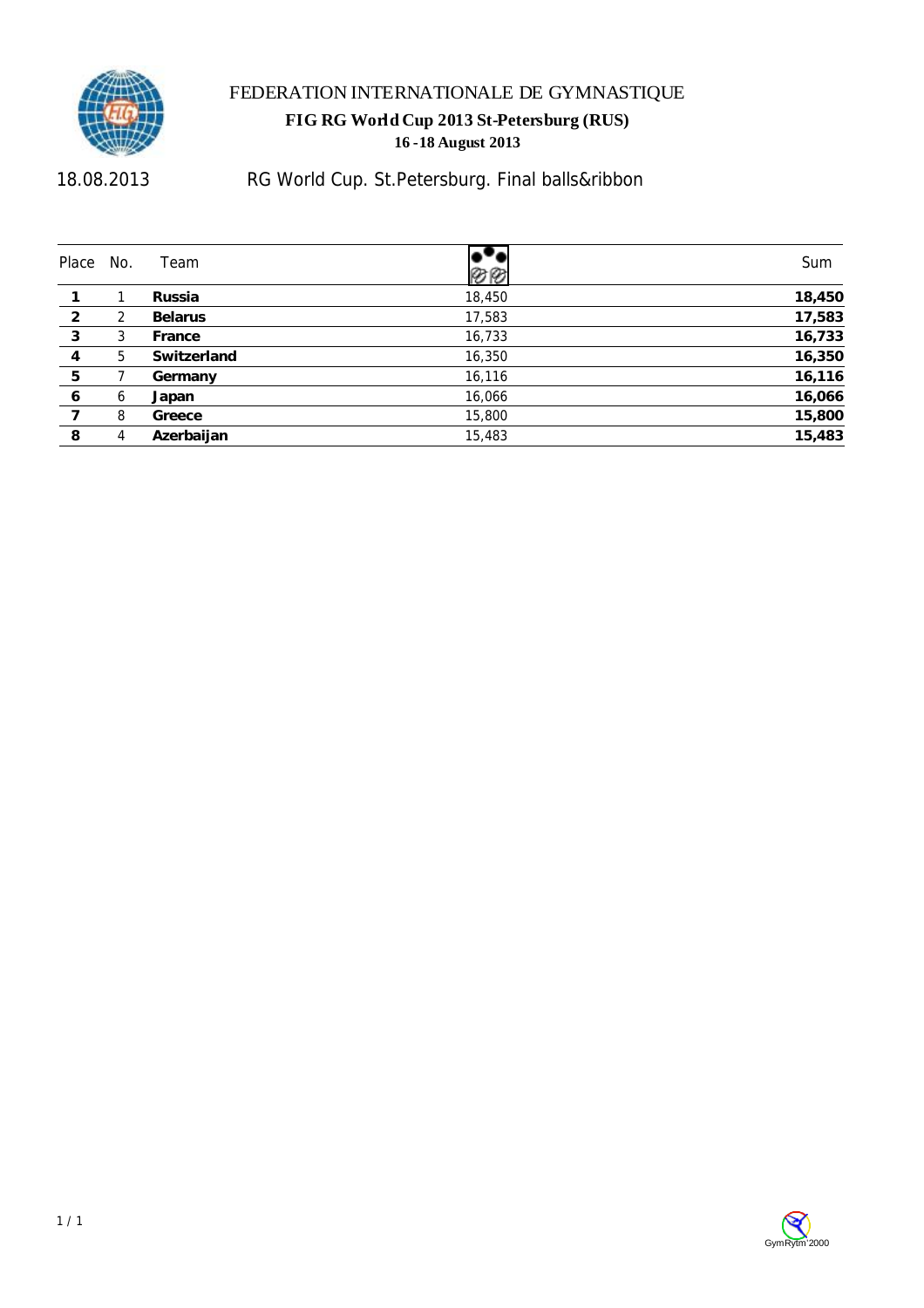FEDERATION INTERNATIONALE DE GYMNASTIQUE

**FIG RG World Cup 2013 St-Petersburg (RUS)**

**16 -18 August 2013**

18.08.2013

## RG World Cup. St.Petersburg. Final balls&ribbon

| Place | No. | Team | | Sum |
|---|---|---|---|---|
| **1** | 1 | **Russia** | 18,450 | **18,450** |
| **2** | 2 | **Belarus** | 17,583 | **17,583** |
| **3** | 3 | **France** | 16,733 | **16,733** |
| **4** | 5 | **Switzerland** | 16,350 | **16,350** |
| **5** | 7 | **Germany** | 16,116 | **16,116** |
| **6** | 6 | **Japan** | 16,066 | **16,066** |
| **7** | 8 | **Greece** | 15,800 | **15,800** |
| **8** | 4 | **Azerbaijan** | 15,483 | **15,483** |

GymRytm 2000